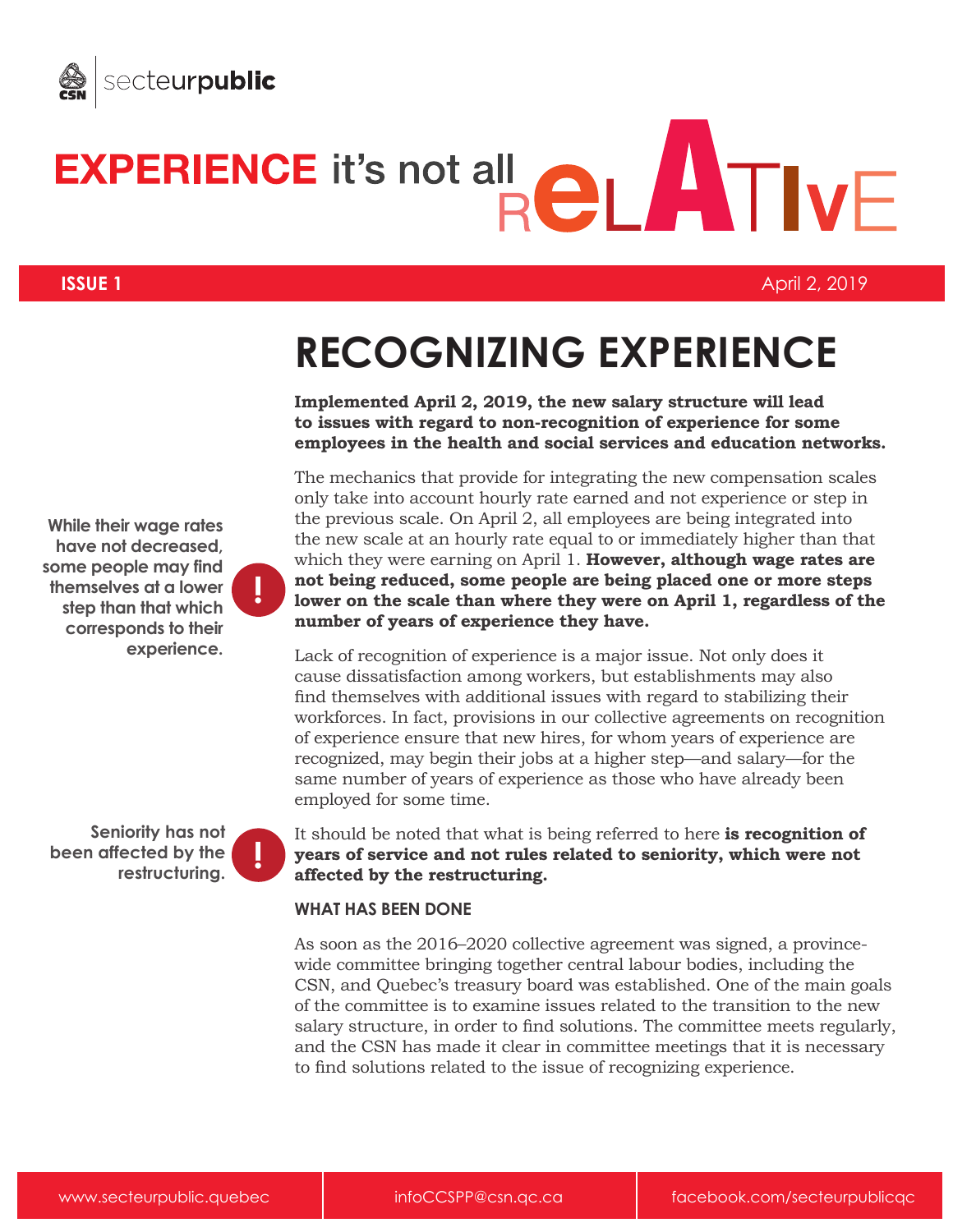secteurpublic

# EXPERIENCE it's not all RELATIVE

**ISSUE 1** April 2, 2019

## RECOGNIZING EXPERIENCE

**Implemented April 2, 2019, the new salary structure will lead to issues with regard to non-recognition of experience for some employees in the health and social services and education networks.**

**While their wage rates have not decreased, some people may find themselves at a lower step than that which corresponds to their experience.**

The mechanics that provide for integrating the new compensation scales only take into account hourly rate earned and not experience or step in the previous scale. On April 2, all employees are being integrated into the new scale at an hourly rate equal to or immediately higher than that which they were earning on April 1. **However, although wage rates are not being reduced, some people are being placed one or more steps lower on the scale than where they were on April 1, regardless of the number of years of experience they have.**

Lack of recognition of experience is a major issue. Not only does it cause dissatisfaction among workers, but establishments may also find themselves with additional issues with regard to stabilizing their workforces. In fact, provisions in our collective agreements on recognition of experience ensure that new hires, for whom years of experience are recognized, may begin their jobs at a higher step—and salary—for the same number of years of experience as those who have already been employed for some time.

**Seniority has not been affected by the restructuring.**

It should be noted that what is being referred to here **is recognition of years of service and not rules related to seniority, which were not affected by the restructuring.**

### WHAT HAS BEEN DONE

As soon as the 2016–2020 collective agreement was signed, a province-wide committee bringing together central labour bodies, including the CSN, and Quebec's treasury board was established. One of the main goals of the committee is to examine issues related to the transition to the new salary structure, in order to find solutions. The committee meets regularly, and the CSN has made it clear in committee meetings that it is necessary to find solutions related to the issue of recognizing experience.

www.secteurpublic.quebec | infoCCSPP@csn.qc.ca | facebook.com/secteurpublicqc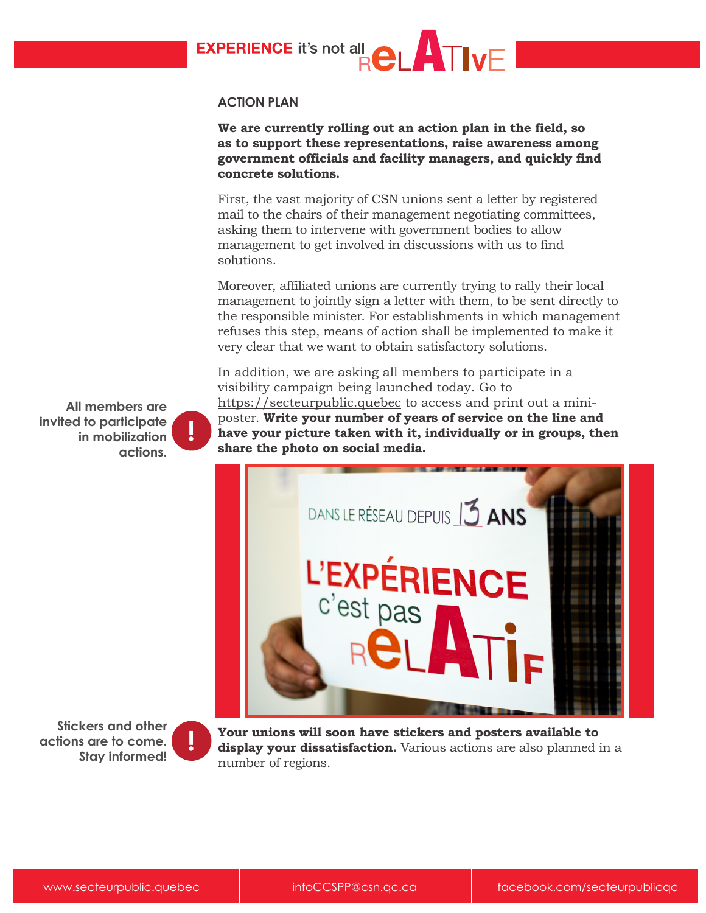## ACTION PLAN

**We are currently rolling out an action plan in the field, so as to support these representations, raise awareness among government officials and facility managers, and quickly find concrete solutions.**

First, the vast majority of CSN unions sent a letter by registered mail to the chairs of their management negotiating committees, asking them to intervene with government bodies to allow management to get involved in discussions with us to find solutions.

Moreover, affiliated unions are currently trying to rally their local management to jointly sign a letter with them, to be sent directly to the responsible minister. For establishments in which management refuses this step, means of action shall be implemented to make it very clear that we want to obtain satisfactory solutions.

**All members are invited to participate in mobilization actions.**

In addition, we are asking all members to participate in a visibility campaign being launched today. Go to https://secteurpublic.quebec to access and print out a mini-poster. **Write your number of years of service on the line and have your picture taken with it, individually or in groups, then share the photo on social media.**

**Stickers and other actions are to come. Stay informed!**

**Your unions will soon have stickers and posters available to display your dissatisfaction.** Various actions are also planned in a number of regions.

www.secteurpublic.quebec | infoCCSPP@csn.qc.ca | facebook.com/secteurpublicqc